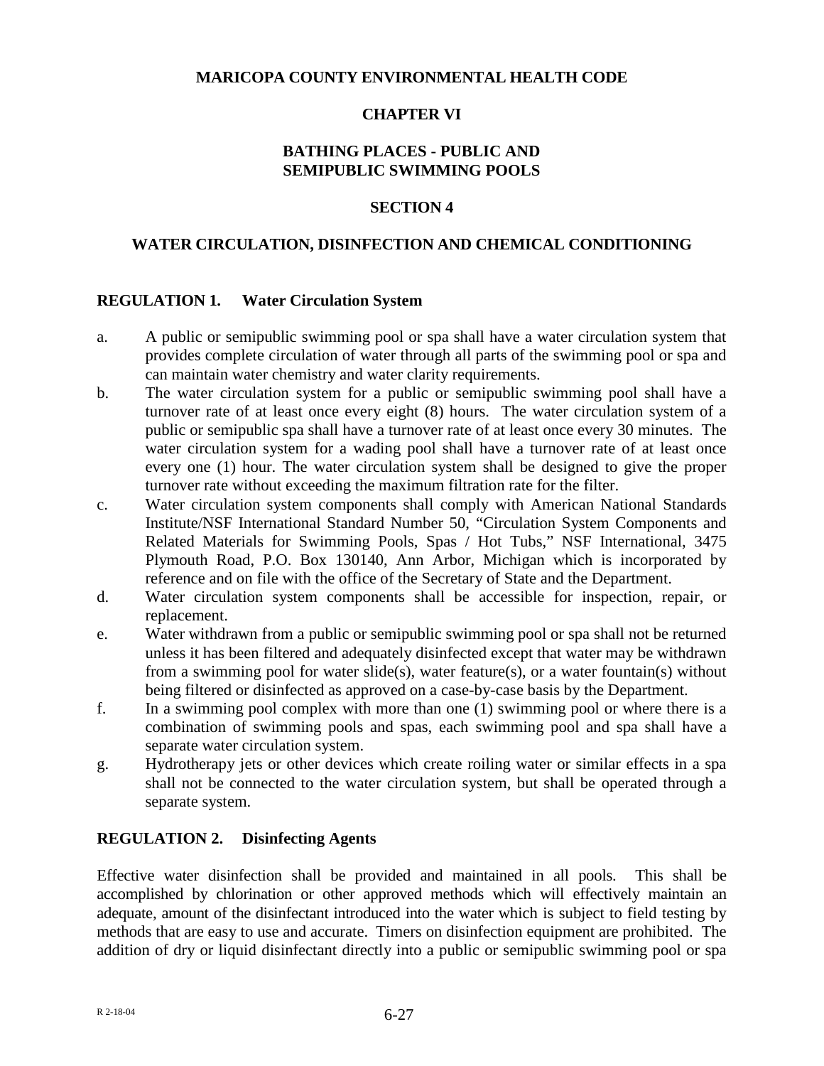# MARICOPA COUNTY ENVIRONMENTAL HEALTH CODE

## CHAPTER VI

## BATHING PLACES - PUBLIC AND SEMIPUBLIC SWIMMING POOLS

## SECTION 4

## WATER CIRCULATION, DISINFECTION AND CHEMICAL CONDITIONING

### REGULATION 1. Water Circulation System

a. A public or semipublic swimming pool or spa shall have a water circulation system that provides complete circulation of water through all parts of the swimming pool or spa and can maintain water chemistry and water clarity requirements.

b. The water circulation system for a public or semipublic swimming pool shall have a turnover rate of at least once every eight (8) hours. The water circulation system of a public or semipublic spa shall have a turnover rate of at least once every 30 minutes. The water circulation system for a wading pool shall have a turnover rate of at least once every one (1) hour. The water circulation system shall be designed to give the proper turnover rate without exceeding the maximum filtration rate for the filter.

c. Water circulation system components shall comply with American National Standards Institute/NSF International Standard Number 50, "Circulation System Components and Related Materials for Swimming Pools, Spas / Hot Tubs," NSF International, 3475 Plymouth Road, P.O. Box 130140, Ann Arbor, Michigan which is incorporated by reference and on file with the office of the Secretary of State and the Department.

d. Water circulation system components shall be accessible for inspection, repair, or replacement.

e. Water withdrawn from a public or semipublic swimming pool or spa shall not be returned unless it has been filtered and adequately disinfected except that water may be withdrawn from a swimming pool for water slide(s), water feature(s), or a water fountain(s) without being filtered or disinfected as approved on a case-by-case basis by the Department.

f. In a swimming pool complex with more than one (1) swimming pool or where there is a combination of swimming pools and spas, each swimming pool and spa shall have a separate water circulation system.

g. Hydrotherapy jets or other devices which create roiling water or similar effects in a spa shall not be connected to the water circulation system, but shall be operated through a separate system.

### REGULATION 2. Disinfecting Agents

Effective water disinfection shall be provided and maintained in all pools. This shall be accomplished by chlorination or other approved methods which will effectively maintain an adequate, amount of the disinfectant introduced into the water which is subject to field testing by methods that are easy to use and accurate. Timers on disinfection equipment are prohibited. The addition of dry or liquid disinfectant directly into a public or semipublic swimming pool or spa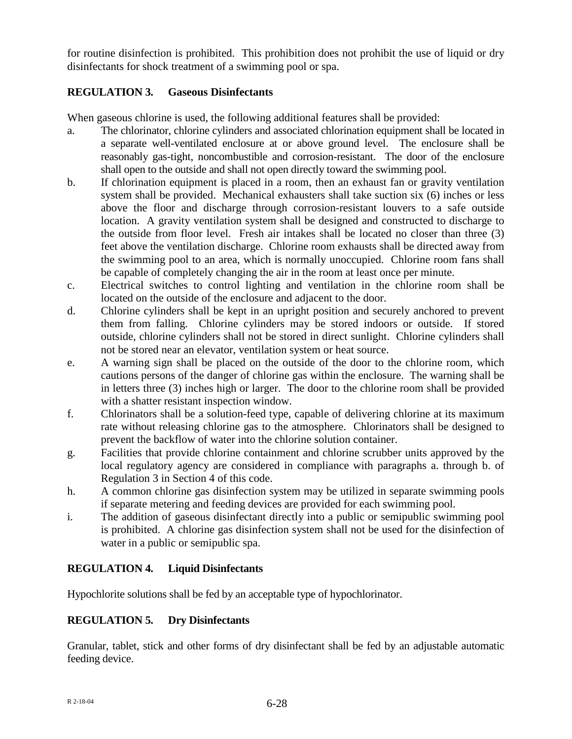for routine disinfection is prohibited. This prohibition does not prohibit the use of liquid or dry disinfectants for shock treatment of a swimming pool or spa.

**REGULATION 3. Gaseous Disinfectants**

When gaseous chlorine is used, the following additional features shall be provided:

a. The chlorinator, chlorine cylinders and associated chlorination equipment shall be located in a separate well-ventilated enclosure at or above ground level. The enclosure shall be reasonably gas-tight, noncombustible and corrosion-resistant. The door of the enclosure shall open to the outside and shall not open directly toward the swimming pool.

b. If chlorination equipment is placed in a room, then an exhaust fan or gravity ventilation system shall be provided. Mechanical exhausters shall take suction six (6) inches or less above the floor and discharge through corrosion-resistant louvers to a safe outside location. A gravity ventilation system shall be designed and constructed to discharge to the outside from floor level. Fresh air intakes shall be located no closer than three (3) feet above the ventilation discharge. Chlorine room exhausts shall be directed away from the swimming pool to an area, which is normally unoccupied. Chlorine room fans shall be capable of completely changing the air in the room at least once per minute.

c. Electrical switches to control lighting and ventilation in the chlorine room shall be located on the outside of the enclosure and adjacent to the door.

d. Chlorine cylinders shall be kept in an upright position and securely anchored to prevent them from falling. Chlorine cylinders may be stored indoors or outside. If stored outside, chlorine cylinders shall not be stored in direct sunlight. Chlorine cylinders shall not be stored near an elevator, ventilation system or heat source.

e. A warning sign shall be placed on the outside of the door to the chlorine room, which cautions persons of the danger of chlorine gas within the enclosure. The warning shall be in letters three (3) inches high or larger. The door to the chlorine room shall be provided with a shatter resistant inspection window.

f. Chlorinators shall be a solution-feed type, capable of delivering chlorine at its maximum rate without releasing chlorine gas to the atmosphere. Chlorinators shall be designed to prevent the backflow of water into the chlorine solution container.

g. Facilities that provide chlorine containment and chlorine scrubber units approved by the local regulatory agency are considered in compliance with paragraphs a. through b. of Regulation 3 in Section 4 of this code.

h. A common chlorine gas disinfection system may be utilized in separate swimming pools if separate metering and feeding devices are provided for each swimming pool.

i. The addition of gaseous disinfectant directly into a public or semipublic swimming pool is prohibited. A chlorine gas disinfection system shall not be used for the disinfection of water in a public or semipublic spa.

**REGULATION 4. Liquid Disinfectants**

Hypochlorite solutions shall be fed by an acceptable type of hypochlorinator.

**REGULATION 5. Dry Disinfectants**

Granular, tablet, stick and other forms of dry disinfectant shall be fed by an adjustable automatic feeding device.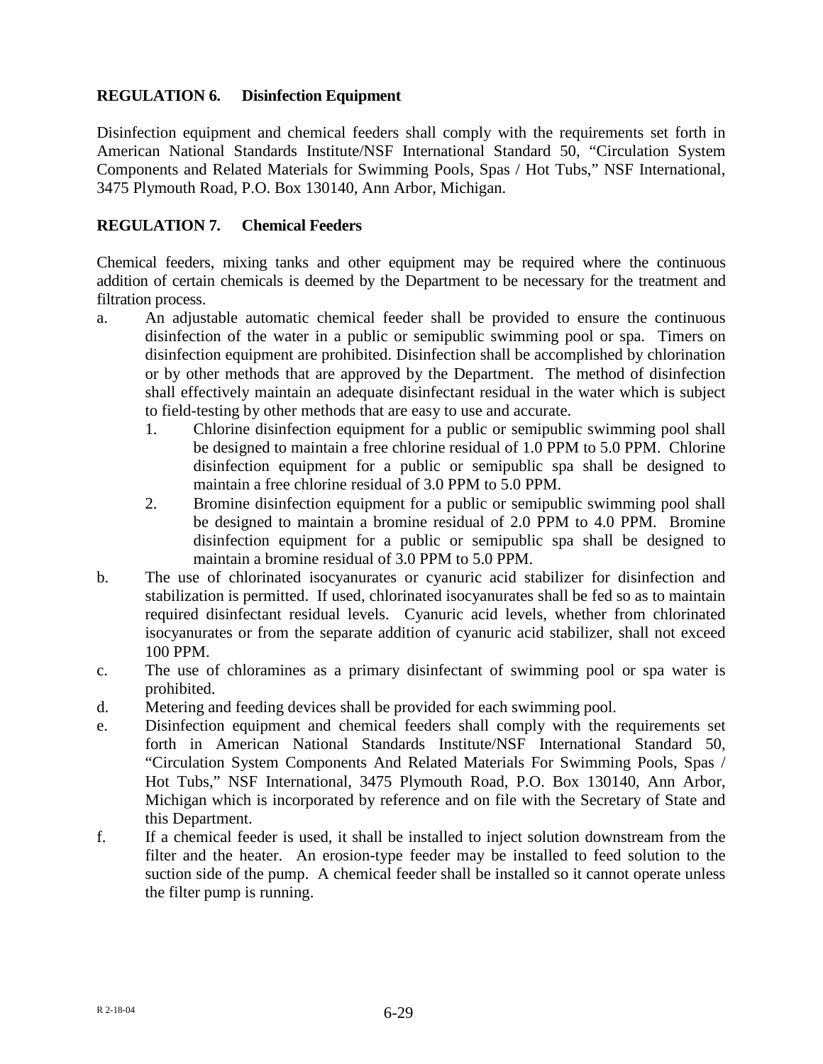**REGULATION 6. Disinfection Equipment**

Disinfection equipment and chemical feeders shall comply with the requirements set forth in American National Standards Institute/NSF International Standard 50, "Circulation System Components and Related Materials for Swimming Pools, Spas / Hot Tubs," NSF International, 3475 Plymouth Road, P.O. Box 130140, Ann Arbor, Michigan.

**REGULATION 7. Chemical Feeders**

Chemical feeders, mixing tanks and other equipment may be required where the continuous addition of certain chemicals is deemed by the Department to be necessary for the treatment and filtration process.

a. An adjustable automatic chemical feeder shall be provided to ensure the continuous disinfection of the water in a public or semipublic swimming pool or spa. Timers on disinfection equipment are prohibited. Disinfection shall be accomplished by chlorination or by other methods that are approved by the Department. The method of disinfection shall effectively maintain an adequate disinfectant residual in the water which is subject to field-testing by other methods that are easy to use and accurate.
    1. Chlorine disinfection equipment for a public or semipublic swimming pool shall be designed to maintain a free chlorine residual of 1.0 PPM to 5.0 PPM. Chlorine disinfection equipment for a public or semipublic spa shall be designed to maintain a free chlorine residual of 3.0 PPM to 5.0 PPM.
    2. Bromine disinfection equipment for a public or semipublic swimming pool shall be designed to maintain a bromine residual of 2.0 PPM to 4.0 PPM. Bromine disinfection equipment for a public or semipublic spa shall be designed to maintain a bromine residual of 3.0 PPM to 5.0 PPM.

b. The use of chlorinated isocyanurates or cyanuric acid stabilizer for disinfection and stabilization is permitted. If used, chlorinated isocyanurates shall be fed so as to maintain required disinfectant residual levels. Cyanuric acid levels, whether from chlorinated isocyanurates or from the separate addition of cyanuric acid stabilizer, shall not exceed 100 PPM.

c. The use of chloramines as a primary disinfectant of swimming pool or spa water is prohibited.

d. Metering and feeding devices shall be provided for each swimming pool.

e. Disinfection equipment and chemical feeders shall comply with the requirements set forth in American National Standards Institute/NSF International Standard 50, "Circulation System Components And Related Materials For Swimming Pools, Spas / Hot Tubs," NSF International, 3475 Plymouth Road, P.O. Box 130140, Ann Arbor, Michigan which is incorporated by reference and on file with the Secretary of State and this Department.

f. If a chemical feeder is used, it shall be installed to inject solution downstream from the filter and the heater. An erosion-type feeder may be installed to feed solution to the suction side of the pump. A chemical feeder shall be installed so it cannot operate unless the filter pump is running.